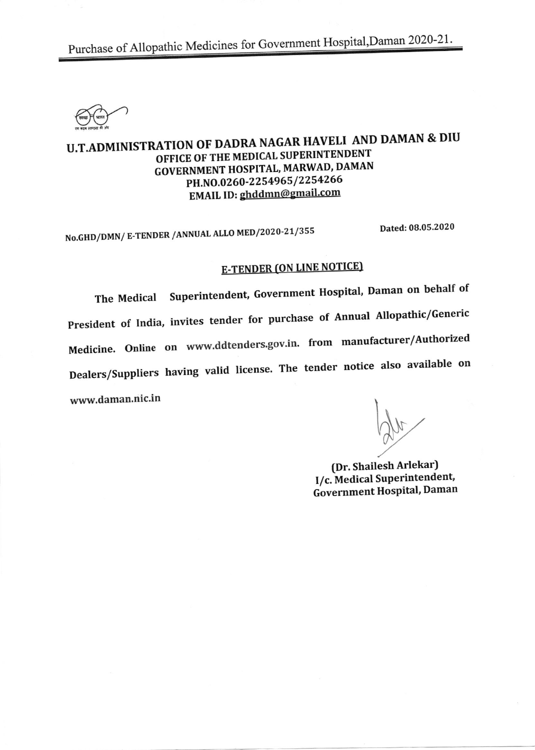Purchase of Allopathic Medicines for Government Hospital,Daman 2020-21.

# U.T.ADMINISTRATION OF DADRA NAGAR HAVELI AND DAMAN & DIU

**OFFICE OF THE MEDICAL SUPERINTENDENT**
**GOVERNMENT HOSPITAL, MARWAD, DAMAN**
**PH.NO.0260-2254965/2254266**
**EMAIL ID: ghddmn@gmail.com**

No.GHD/DMN/ E-TENDER /ANNUAL ALLO MED/2020-21/355 &nbsp;&nbsp;&nbsp;&nbsp;&nbsp;&nbsp;&nbsp;&nbsp; Dated: 08.05.2020

## E-TENDER (ON LINE NOTICE)

The Medical Superintendent, Government Hospital, Daman on behalf of President of India, invites tender for purchase of Annual Allopathic/Generic Medicine. Online on www.ddtenders.gov.in. from manufacturer/Authorized Dealers/Suppliers having valid license. The tender notice also available on www.daman.nic.in

**(Dr. Shailesh Arlekar)**
**I/c. Medical Superintendent,**
**Government Hospital, Daman**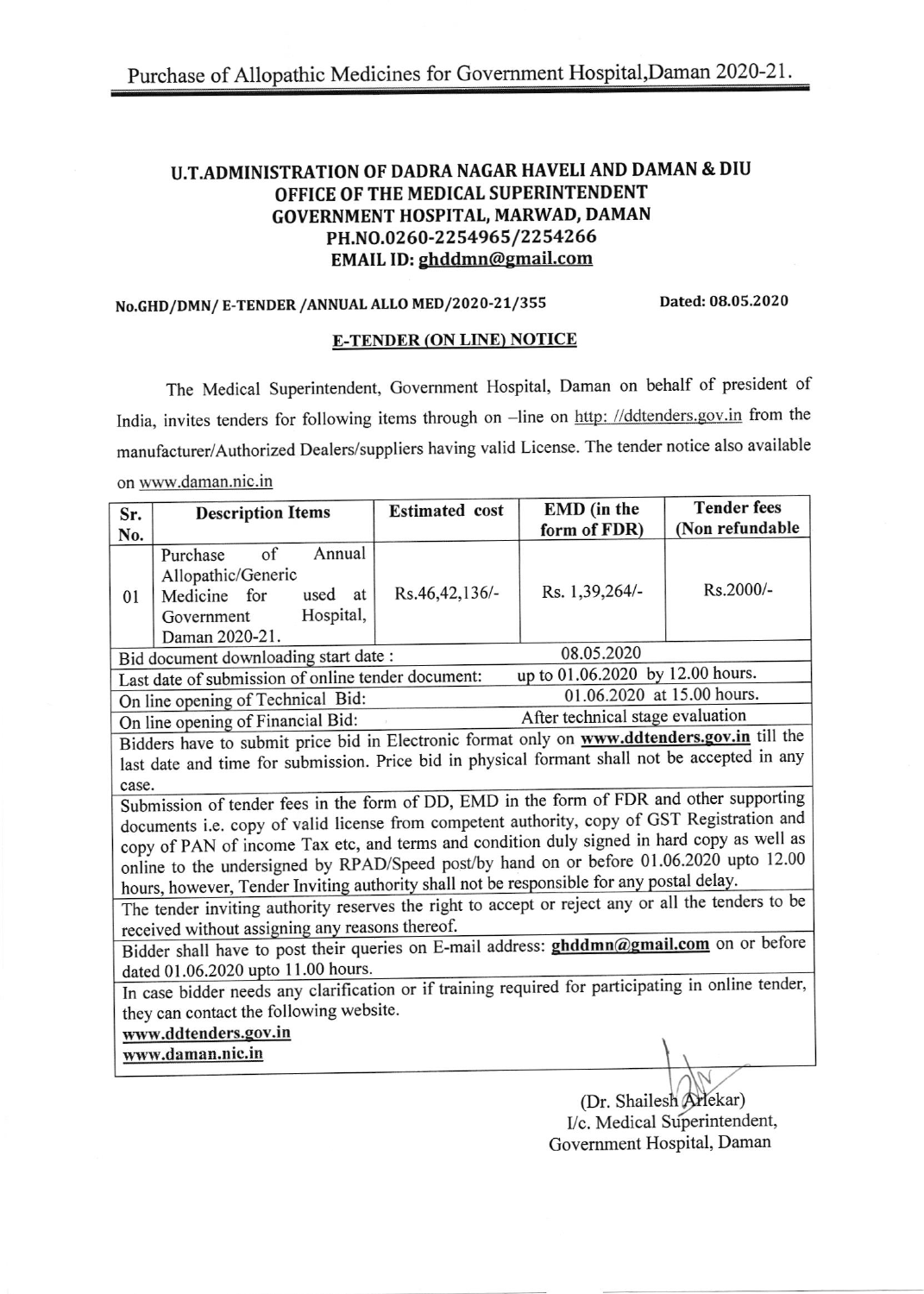Purchase of Allopathic Medicines for Government Hospital,Daman 2020-21.

## U.T.ADMINISTRATION OF DADRA NAGAR HAVELI AND DAMAN & DIU
## OFFICE OF THE MEDICAL SUPERINTENDENT
## GOVERNMENT HOSPITAL, MARWAD, DAMAN
## PH.NO.0260-2254965/2254266
## EMAIL ID: ghddmn@gmail.com

**No.GHD/DMN/ E-TENDER /ANNUAL ALLO MED/2020-21/355** **Dated: 08.05.2020**

### E-TENDER (ON LINE) NOTICE

The Medical Superintendent, Government Hospital, Daman on behalf of president of India, invites tenders for following items through on –line on http: //ddtenders.gov.in from the manufacturer/Authorized Dealers/suppliers having valid License. The tender notice also available on www.daman.nic.in

| Sr. No. | Description Items | Estimated cost | EMD (in the form of FDR) | Tender fees (Non refundable |
|---|---|---|---|---|
| 01 | Purchase of Annual Allopathic/Generic Medicine for used at Government Hospital, Daman 2020-21. | Rs.46,42,136/- | Rs. 1,39,264/- | Rs.2000/- |
| Bid document downloading start date : | | | 08.05.2020 | |
| Last date of submission of online tender document: | | | up to 01.06.2020 by 12.00 hours. | |
| On line opening of Technical Bid: | | | 01.06.2020 at 15.00 hours. | |
| On line opening of Financial Bid: | | | After technical stage evaluation | |
| Bidders have to submit price bid in Electronic format only on **www.ddtenders.gov.in** till the last date and time for submission. Price bid in physical formant shall not be accepted in any case. | | | | |
| Submission of tender fees in the form of DD, EMD in the form of FDR and other supporting documents i.e. copy of valid license from competent authority, copy of GST Registration and copy of PAN of income Tax etc, and terms and condition duly signed in hard copy as well as online to the undersigned by RPAD/Speed post/by hand on or before 01.06.2020 upto 12.00 hours, however, Tender Inviting authority shall not be responsible for any postal delay. | | | | |
| The tender inviting authority reserves the right to accept or reject any or all the tenders to be received without assigning any reasons thereof. | | | | |
| Bidder shall have to post their queries on E-mail address: **ghddmn@gmail.com** on or before dated 01.06.2020 upto 11.00 hours. | | | | |
| In case bidder needs any clarification or if training required for participating in online tender, they can contact the following website. **www.ddtenders.gov.in** **www.daman.nic.in** | | | | |

(Dr. Shailesh Arlekar)
I/c. Medical Superintendent,
Government Hospital, Daman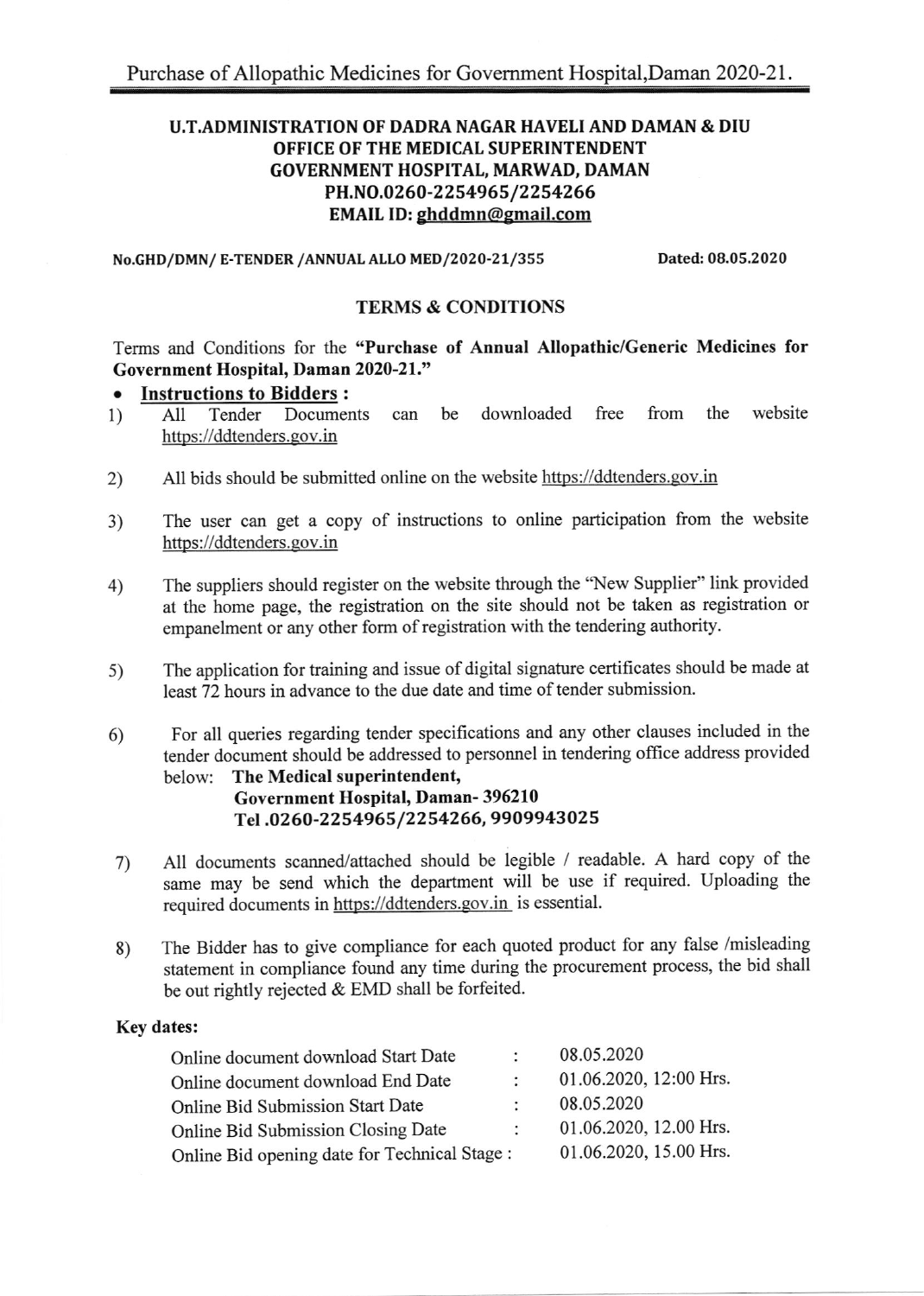Purchase of Allopathic Medicines for Government Hospital,Daman 2020-21.

## U.T.ADMINISTRATION OF DADRA NAGAR HAVELI AND DAMAN & DIU
## OFFICE OF THE MEDICAL SUPERINTENDENT
## GOVERNMENT HOSPITAL, MARWAD, DAMAN
## PH.NO.0260-2254965/2254266
## EMAIL ID: ghddmn@gmail.com

**No.GHD/DMN/ E-TENDER /ANNUAL ALLO MED/2020-21/355** **Dated: 08.05.2020**

### TERMS & CONDITIONS

Terms and Conditions for the **"Purchase of Annual Allopathic/Generic Medicines for Government Hospital, Daman 2020-21."**

- **Instructions to Bidders :**

1) All Tender Documents can be downloaded free from the website https://ddtenders.gov.in

2) All bids should be submitted online on the website https://ddtenders.gov.in

3) The user can get a copy of instructions to online participation from the website https://ddtenders.gov.in

4) The suppliers should register on the website through the "New Supplier" link provided at the home page, the registration on the site should not be taken as registration or empanelment or any other form of registration with the tendering authority.

5) The application for training and issue of digital signature certificates should be made at least 72 hours in advance to the due date and time of tender submission.

6) For all queries regarding tender specifications and any other clauses included in the tender document should be addressed to personnel in tendering office address provided below: **The Medical superintendent,**
**Government Hospital, Daman- 396210**
**Tel .0260-2254965/2254266, 9909943025**

7) All documents scanned/attached should be legible / readable. A hard copy of the same may be send which the department will be use if required. Uploading the required documents in https://ddtenders.gov.in is essential.

8) The Bidder has to give compliance for each quoted product for any false /misleading statement in compliance found any time during the procurement process, the bid shall be out rightly rejected & EMD shall be forfeited.

**Key dates:**

| | | |
|---|---|---|
| Online document download Start Date | : | 08.05.2020 |
| Online document download End Date | : | 01.06.2020, 12:00 Hrs. |
| Online Bid Submission Start Date | : | 08.05.2020 |
| Online Bid Submission Closing Date | : | 01.06.2020, 12.00 Hrs. |
| Online Bid opening date for Technical Stage | : | 01.06.2020, 15.00 Hrs. |